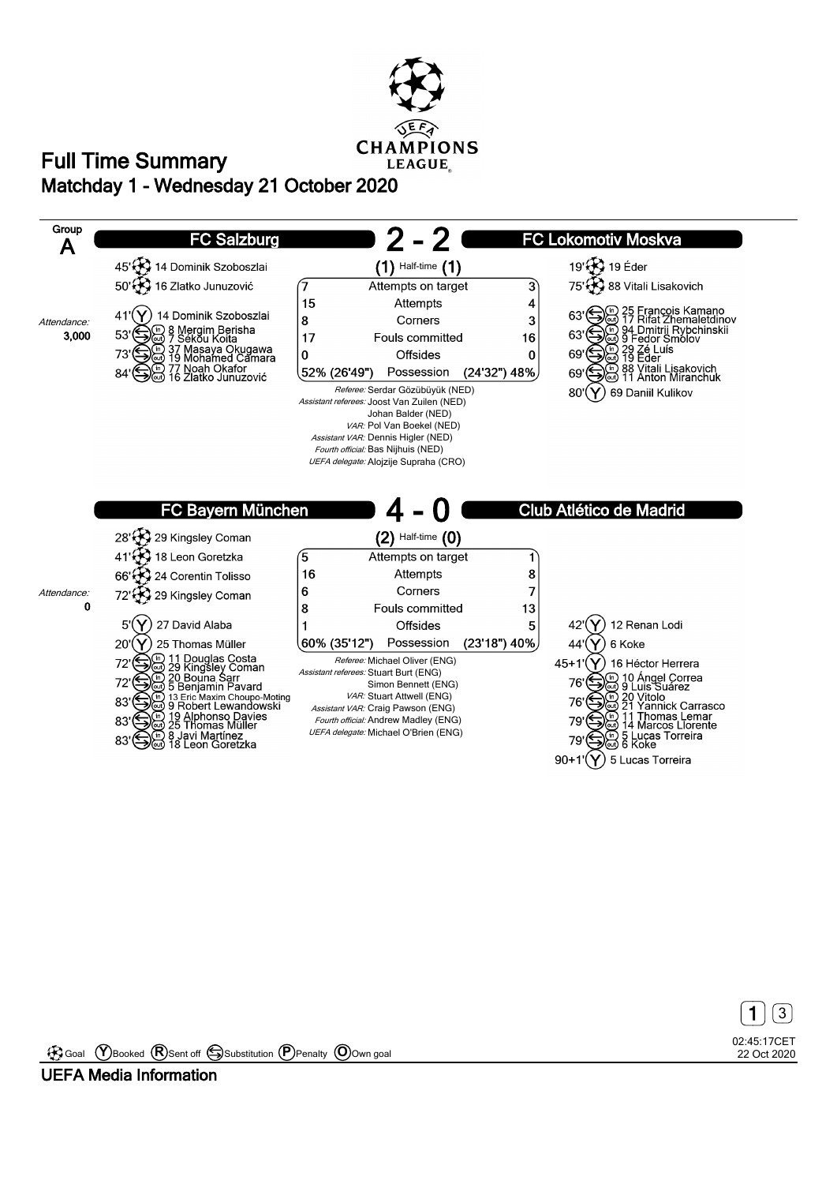# Full Time Summary

## Matchday 1 - Wednesday 21 October 2020

**Group A**

## FC Salzburg 2 - 2 FC Lokomotiv Moskva

(1) Half-time (1)

**FC Salzburg**

- 45' Goal: 14 Dominik Szoboszlai
- 50' Goal: 16 Zlatko Junuzović
- 41' Booked: 14 Dominik Szoboszlai
- 53' Substitution: in 8 Mergim Berisha, out 7 Sékou Koita
- 73' Substitution: in 37 Masaya Okugawa, out 19 Mohamed Camara
- 84' Substitution: in 77 Noah Okafor, out 16 Zlatko Junuzović

*Attendance:* 3,000

**FC Lokomotiv Moskva**

- 19' Goal: 19 Éder
- 75' Goal: 88 Vitali Lisakovich
- 63' Substitution: in 25 François Kamano, out 17 Rifat Zhemaletdinov
- 63' Substitution: in 94 Dmitrii Rybchinskii, out 9 Fedor Smolov
- 69' Substitution: in 29 Zé Luís, out 19 Éder
- 69' Substitution: in 88 Vitali Lisakovich, out 11 Anton Miranchuk
- 80' Booked: 69 Daniil Kulikov

| FC Salzburg | | FC Lokomotiv Moskva |
|---|---|---|
| 7 | Attempts on target | 3 |
| 15 | Attempts | 4 |
| 8 | Corners | 3 |
| 17 | Fouls committed | 16 |
| 0 | Offsides | 0 |
| 52% (26'49") | Possession | (24'32") 48% |

*Referee:* Serdar Gözübüyük (NED)
*Assistant referees:* Joost Van Zuilen (NED), Johan Balder (NED)
*VAR:* Pol Van Boekel (NED)
*Assistant VAR:* Dennis Higler (NED)
*Fourth official:* Bas Nijhuis (NED)
*UEFA delegate:* Alojzije Supraha (CRO)

## FC Bayern München 4 - 0 Club Atlético de Madrid

(2) Half-time (0)

**FC Bayern München**

- 28' Goal: 29 Kingsley Coman
- 41' Goal: 18 Leon Goretzka
- 66' Goal: 24 Corentin Tolisso
- 72' Goal: 29 Kingsley Coman
- 5' Booked: 27 David Alaba
- 20' Booked: 25 Thomas Müller
- 72' Substitution: in 11 Douglas Costa, out 29 Kingsley Coman
- 72' Substitution: in 20 Bouna Sarr, out 5 Benjamin Pavard
- 83' Substitution: in 13 Eric Maxim Choupo-Moting, out 9 Robert Lewandowski
- 83' Substitution: in 19 Alphonso Davies, out 25 Thomas Müller
- 83' Substitution: in 8 Javi Martínez, out 18 Leon Goretzka

*Attendance:* 0

**Club Atlético de Madrid**

- 42' Booked: 12 Renan Lodi
- 44' Booked: 6 Koke
- 45+1' Booked: 16 Héctor Herrera
- 76' Substitution: in 10 Ángel Correa, out 9 Luis Suárez
- 76' Substitution: in 20 Vitolo, out 21 Yannick Carrasco
- 79' Substitution: in 11 Thomas Lemar, out 14 Marcos Llorente
- 79' Substitution: in 5 Lucas Torreira, out 6 Koke
- 90+1' Booked: 5 Lucas Torreira

| FC Bayern München | | Club Atlético de Madrid |
|---|---|---|
| 5 | Attempts on target | 1 |
| 16 | Attempts | 8 |
| 6 | Corners | 7 |
| 8 | Fouls committed | 13 |
| 1 | Offsides | 5 |
| 60% (35'12") | Possession | (23'18") 40% |

*Referee:* Michael Oliver (ENG)
*Assistant referees:* Stuart Burt (ENG), Simon Bennett (ENG)
*VAR:* Stuart Attwell (ENG)
*Assistant VAR:* Craig Pawson (ENG)
*Fourth official:* Andrew Madley (ENG)
*UEFA delegate:* Michael O'Brien (ENG)

Goal | (Y) Booked | (R) Sent off | Substitution | (P) Penalty | (O) Own goal

02:45:17CET 22 Oct 2020

UEFA Media Information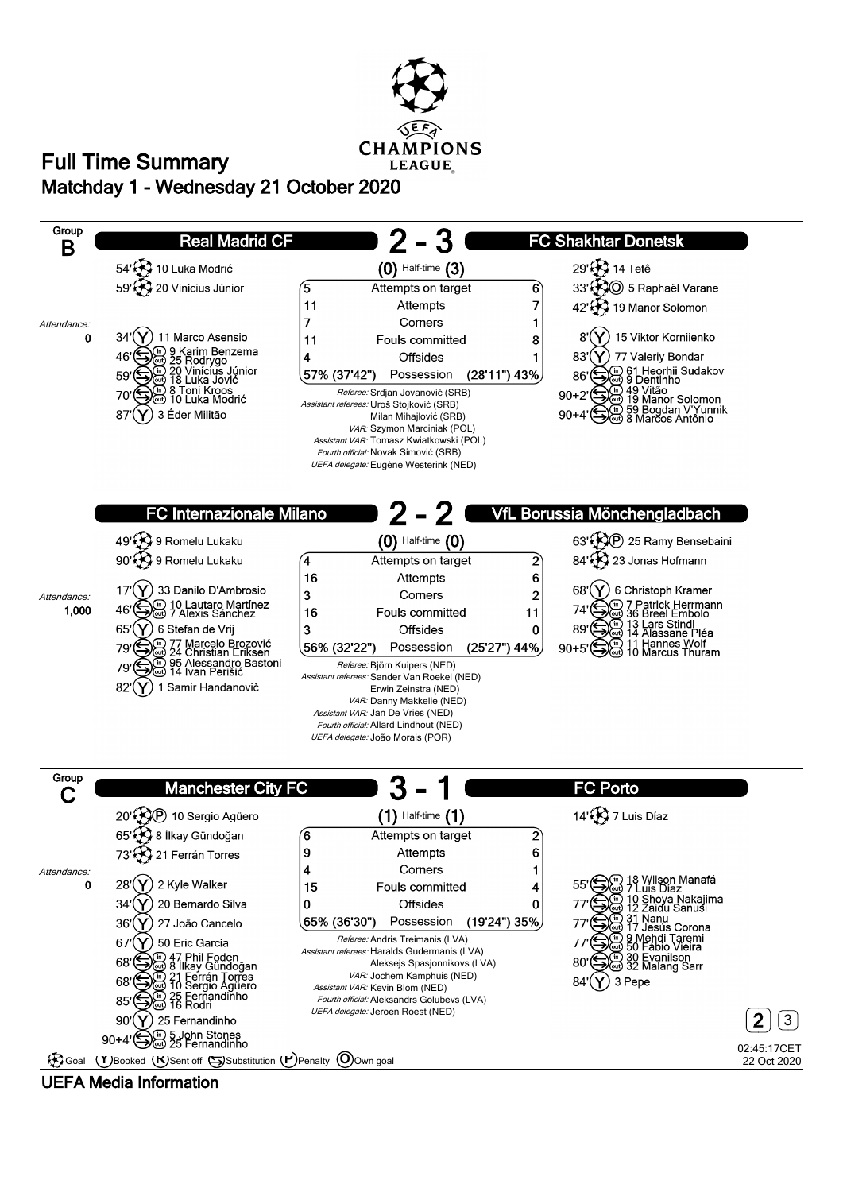# Full Time Summary

## Matchday 1 - Wednesday 21 October 2020

## Group B

### Real Madrid CF 2 - 3 FC Shakhtar Donetsk

(0) Half-time (3)

**Real Madrid CF**

- 54' Goal: 10 Luka Modrić
- 59' Goal: 20 Vinícius Júnior

**FC Shakhtar Donetsk**

- 29' Goal: 14 Tetê
- 33' Own goal: 5 Raphaël Varane
- 42' Goal: 19 Manor Solomon

| Real Madrid CF | | FC Shakhtar Donetsk |
|---|---|---|
| 5 | Attempts on target | 6 |
| 11 | Attempts | 7 |
| 7 | Corners | 1 |
| 11 | Fouls committed | 8 |
| 4 | Offsides | 1 |
| 57% (37'42") | Possession | (28'11") 43% |

Attendance: 0

**Real Madrid CF**

- 34' Booked: 11 Marco Asensio
- 46' Substitution: in 9 Karim Benzema, out 25 Rodrygo
- 59' Substitution: in 20 Vinícius Júnior, out 18 Luka Jović
- 70' Substitution: in 8 Toni Kroos, out 10 Luka Modrić
- 87' Booked: 3 Éder Militão

**FC Shakhtar Donetsk**

- 8' Booked: 15 Viktor Korniienko
- 83' Booked: 77 Valeriy Bondar
- 86' Substitution: in 61 Heorhii Sudakov, out 9 Dentinho
- 90+2' Substitution: in 49 Vitão, out 19 Manor Solomon
- 90+4' Substitution: in 59 Bogdan V'Yunnik, out 8 Marcos Antônio

*Referee:* Srdjan Jovanović (SRB)
*Assistant referees:* Uroš Stojković (SRB), Milan Mihajlović (SRB)
*VAR:* Szymon Marciniak (POL)
*Assistant VAR:* Tomasz Kwiatkowski (POL)
*Fourth official:* Novak Simović (SRB)
*UEFA delegate:* Eugène Westerink (NED)

### FC Internazionale Milano 2 - 2 VfL Borussia Mönchengladbach

(0) Half-time (0)

**FC Internazionale Milano**

- 49' Goal: 9 Romelu Lukaku
- 90' Goal: 9 Romelu Lukaku

**VfL Borussia Mönchengladbach**

- 63' Penalty goal: 25 Ramy Bensebaini
- 84' Goal: 23 Jonas Hofmann

| FC Internazionale Milano | | VfL Borussia Mönchengladbach |
|---|---|---|
| 4 | Attempts on target | 2 |
| 16 | Attempts | 6 |
| 3 | Corners | 2 |
| 16 | Fouls committed | 11 |
| 3 | Offsides | 0 |
| 56% (32'22") | Possession | (25'27") 44% |

Attendance: 1,000

**FC Internazionale Milano**

- 17' Booked: 33 Danilo D'Ambrosio
- 46' Substitution: in 10 Lautaro Martínez, out 7 Alexis Sánchez
- 65' Booked: 6 Stefan de Vrij
- 79' Substitution: in 77 Marcelo Brozović, out 24 Christian Eriksen
- 79' Substitution: in 95 Alessandro Bastoni, out 14 Ivan Perišić
- 82' Booked: 1 Samir Handanovič

**VfL Borussia Mönchengladbach**

- 68' Booked: 6 Christoph Kramer
- 74' Substitution: in 7 Patrick Herrmann, out 36 Breel Embolo
- 89' Substitution: in 13 Lars Stindl, out 14 Alassane Pléa
- 90+5' Substitution: in 11 Hannes Wolf, out 10 Marcus Thuram

*Referee:* Björn Kuipers (NED)
*Assistant referees:* Sander Van Roekel (NED), Erwin Zeinstra (NED)
*VAR:* Danny Makkelie (NED)
*Assistant VAR:* Jan De Vries (NED)
*Fourth official:* Allard Lindhout (NED)
*UEFA delegate:* João Morais (POR)

## Group C

### Manchester City FC 3 - 1 FC Porto

(1) Half-time (1)

**Manchester City FC**

- 20' Penalty goal: 10 Sergio Agüero
- 65' Goal: 8 İlkay Gündoğan
- 73' Goal: 21 Ferrán Torres

**FC Porto**

- 14' Goal: 7 Luis Díaz

| Manchester City FC | | FC Porto |
|---|---|---|
| 6 | Attempts on target | 2 |
| 9 | Attempts | 6 |
| 4 | Corners | 1 |
| 15 | Fouls committed | 4 |
| 0 | Offsides | 0 |
| 65% (36'30") | Possession | (19'24") 35% |

Attendance: 0

**Manchester City FC**

- 28' Booked: 2 Kyle Walker
- 34' Booked: 20 Bernardo Silva
- 36' Booked: 27 João Cancelo
- 67' Booked: 50 Eric García
- 68' Substitution: in 47 Phil Foden, out 8 İlkay Gündoğan
- 68' Substitution: in 21 Ferrán Torres, out 10 Sergio Agüero
- 85' Substitution: in 25 Fernandinho, out 16 Rodri
- 90' Booked: 25 Fernandinho
- 90+4' Substitution: in 5 John Stones, out 25 Fernandinho

**FC Porto**

- 55' Substitution: in 18 Wilson Manafá, out 7 Luis Díaz
- 77' Substitution: in 10 Shoya Nakajima, out 12 Zaidu Sanusi
- 77' Substitution: in 31 Nanu, out 17 Jesús Corona
- 77' Substitution: in 9 Mehdi Taremi, out 50 Fábio Vieira
- 80' Substitution: in 30 Evanilson, out 32 Malang Sarr
- 84' Booked: 3 Pepe

*Referee:* Andris Treimanis (LVA)
*Assistant referees:* Haralds Gudermanis (LVA), Aleksejs Spasjonnikovs (LVA)
*VAR:* Jochem Kamphuis (NED)
*Assistant VAR:* Kevin Blom (NED)
*Fourth official:* Aleksandrs Golubevs (LVA)
*UEFA delegate:* Jeroen Roest (NED)

Goal | Booked | Sent off | Substitution | Penalty | Own goal

02:45:17CET 22 Oct 2020

UEFA Media Information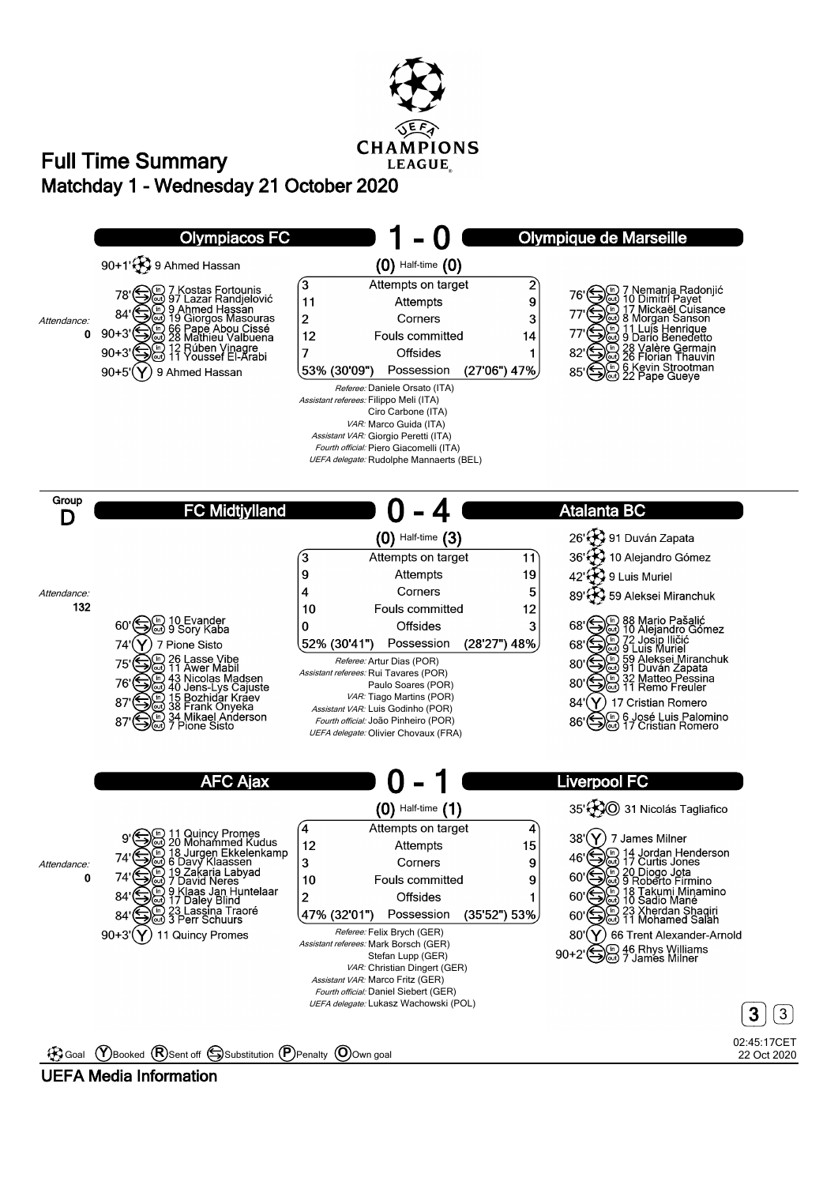# Full Time Summary

## Matchday 1 - Wednesday 21 October 2020

### Olympiacos FC 1 - 0 Olympique de Marseille

(0) Half-time (0)

**Olympiacos FC**

- 90+1' Goal: 9 Ahmed Hassan
- 78' Substitution: in 7 Kostas Fortounis, out 97 Lazar Randjelović
- 84' Substitution: in 9 Ahmed Hassan, out 19 Giorgos Masouras
- 90+3' Substitution: in 66 Pape Abou Cissé, out 28 Mathieu Valbuena
- 90+3' Substitution: in 12 Rúben Vinagre, out 11 Youssef El-Arabi
- 90+5' Booked: 9 Ahmed Hassan

Attendance: 0

| Olympiacos FC | | Olympique de Marseille |
|---|---|---|
| 3 | Attempts on target | 2 |
| 11 | Attempts | 9 |
| 2 | Corners | 3 |
| 12 | Fouls committed | 14 |
| 7 | Offsides | 1 |
| 53% (30'09") | Possession | (27'06") 47% |

*Referee:* Daniele Orsato (ITA)
*Assistant referees:* Filippo Meli (ITA), Ciro Carbone (ITA)
*VAR:* Marco Guida (ITA)
*Assistant VAR:* Giorgio Peretti (ITA)
*Fourth official:* Piero Giacomelli (ITA)
*UEFA delegate:* Rudolphe Mannaerts (BEL)

**Olympique de Marseille**

- 76' Substitution: in 7 Nemanja Radonjić, out 10 Dimitri Payet
- 77' Substitution: in 17 Mickaël Cuisance, out 8 Morgan Sanson
- 77' Substitution: in 11 Luis Henrique, out 9 Dario Benedetto
- 82' Substitution: in 28 Valère Germain, out 26 Florian Thauvin
- 85' Substitution: in 6 Kevin Strootman, out 22 Pape Gueye

---

### Group D

### FC Midtjylland 0 - 4 Atalanta BC

(0) Half-time (3)

**FC Midtjylland**

Attendance: 132

- 60' Substitution: in 10 Evander, out 9 Sory Kaba
- 74' Booked: 7 Pione Sisto
- 75' Substitution: in 26 Lasse Vibe, out 11 Awer Mabil
- 76' Substitution: in 43 Nicolas Madsen, out 40 Jens-Lys Cajuste
- 87' Substitution: in 15 Bozhidar Kraev, out 38 Frank Onyeka
- 87' Substitution: in 34 Mikael Anderson, out 7 Pione Sisto

| FC Midtjylland | | Atalanta BC |
|---|---|---|
| 3 | Attempts on target | 11 |
| 9 | Attempts | 19 |
| 4 | Corners | 5 |
| 10 | Fouls committed | 12 |
| 0 | Offsides | 3 |
| 52% (30'41") | Possession | (28'27") 48% |

*Referee:* Artur Dias (POR)
*Assistant referees:* Rui Tavares (POR), Paulo Soares (POR)
*VAR:* Tiago Martins (POR)
*Assistant VAR:* Luis Godinho (POR)
*Fourth official:* João Pinheiro (POR)
*UEFA delegate:* Olivier Chovaux (FRA)

**Atalanta BC**

- 26' Goal: 91 Duván Zapata
- 36' Goal: 10 Alejandro Gómez
- 42' Goal: 9 Luis Muriel
- 89' Goal: 59 Aleksei Miranchuk
- 68' Substitution: in 88 Mario Pašalić, out 10 Alejandro Gómez
- 68' Substitution: in 72 Josip Iličić, out 9 Luis Muriel
- 80' Substitution: in 59 Aleksei Miranchuk, out 91 Duván Zapata
- 80' Substitution: in 32 Matteo Pessina, out 11 Remo Freuler
- 84' Booked: 17 Cristian Romero
- 86' Substitution: in 6 José Luis Palomino, out 17 Cristian Romero

---

### AFC Ajax 0 - 1 Liverpool FC

(0) Half-time (1)

**AFC Ajax**

Attendance: 0

- 9' Substitution: in 11 Quincy Promes, out 20 Mohammed Kudus
- 74' Substitution: in 18 Jurgen Ekkelenkamp, out 6 Davy Klaassen
- 74' Substitution: in 19 Zakaria Labyad, out 7 David Neres
- 84' Substitution: in 9 Klaas Jan Huntelaar, out 17 Daley Blind
- 84' Substitution: in 23 Lassina Traoré, out 3 Perr Schuurs
- 90+3' Booked: 11 Quincy Promes

| AFC Ajax | | Liverpool FC |
|---|---|---|
| 4 | Attempts on target | 4 |
| 12 | Attempts | 15 |
| 3 | Corners | 9 |
| 10 | Fouls committed | 9 |
| 2 | Offsides | 1 |
| 47% (32'01") | Possession | (35'52") 53% |

*Referee:* Felix Brych (GER)
*Assistant referees:* Mark Borsch (GER), Stefan Lupp (GER)
*VAR:* Christian Dingert (GER)
*Assistant VAR:* Marco Fritz (GER)
*Fourth official:* Daniel Siebert (GER)
*UEFA delegate:* Lukasz Wachowski (POL)

**Liverpool FC**

- 35' Goal (Own goal): 31 Nicolás Tagliafico
- 38' Booked: 7 James Milner
- 46' Substitution: in 14 Jordan Henderson, out 17 Curtis Jones
- 60' Substitution: in 20 Diogo Jota, out 9 Roberto Firmino
- 60' Substitution: in 18 Takumi Minamino, out 10 Sadio Mané
- 60' Substitution: in 23 Xherdan Shaqiri, out 11 Mohamed Salah
- 80' Booked: 66 Trent Alexander-Arnold
- 90+2' Substitution: in 46 Rhys Williams, out 7 James Milner

---

Goal · (Y) Booked · (R) Sent off · Substitution · (P) Penalty · (O) Own goal

02:45:17CET 22 Oct 2020

UEFA Media Information